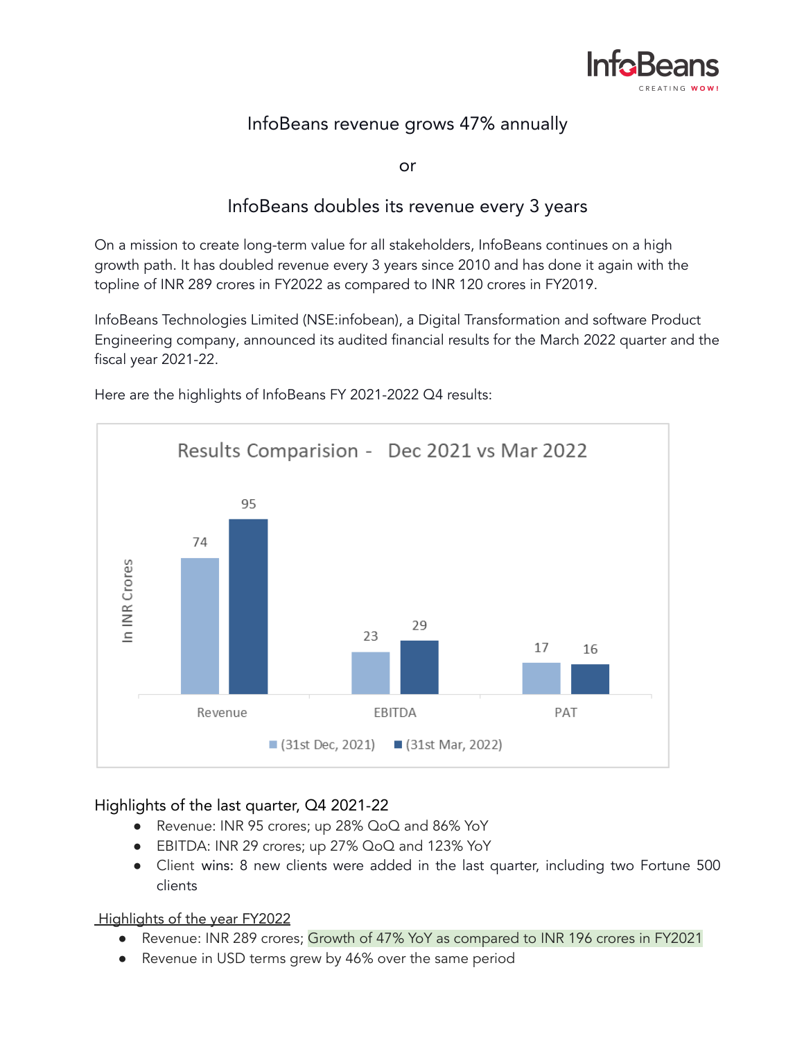# InfoBeans revenue grows 47% annually

or

# InfoBeans doubles its revenue every 3 years

On a mission to create long-term value for all stakeholders, InfoBeans continues on a high growth path. It has doubled revenue every 3 years since 2010 and has done it again with the topline of INR 289 crores in FY2022 as compared to INR 120 crores in FY2019.

InfoBeans Technologies Limited (NSE:infobean), a Digital Transformation and software Product Engineering company, announced its audited financial results for the March 2022 quarter and the fiscal year 2021-22.

Here are the highlights of InfoBeans FY 2021-2022 Q4 results:

**Results Comparision - Dec 2021 vs Mar 2022**

| In INR Crores | (31st Dec, 2021) | (31st Mar, 2022) |
| --- | --- | --- |
| Revenue | 74 | 95 |
| EBITDA | 23 | 29 |
| PAT | 17 | 16 |

## Highlights of the last quarter, Q4 2021-22

- Revenue: INR 95 crores; up 28% QoQ and 86% YoY
- EBITDA: INR 29 crores; up 27% QoQ and 123% YoY
- Client wins: 8 new clients were added in the last quarter, including two Fortune 500 clients

## Highlights of the year FY2022

- Revenue: INR 289 crores; Growth of 47% YoY as compared to INR 196 crores in FY2021
- Revenue in USD terms grew by 46% over the same period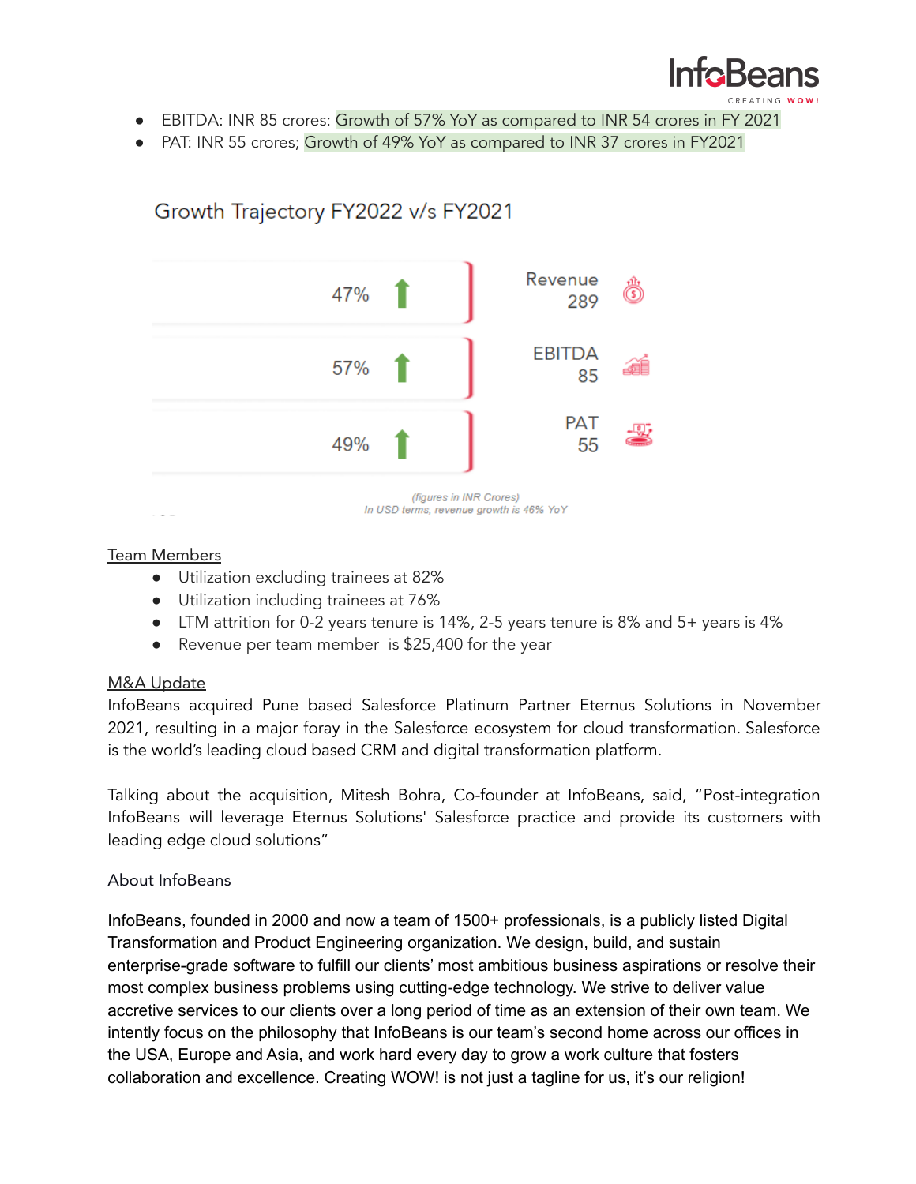- EBITDA: INR 85 crores: Growth of 57% YoY as compared to INR 54 crores in FY 2021
- PAT: INR 55 crores; Growth of 49% YoY as compared to INR 37 crores in FY2021

## Growth Trajectory FY2022 v/s FY2021

| Growth | Metric |
|---|---|
| 47% ↑ | Revenue 289 |
| 57% ↑ | EBITDA 85 |
| 49% ↑ | PAT 55 |

*(figures in INR Crores)*
*In USD terms, revenue growth is 46% YoY*

<u>Team Members</u>

- Utilization excluding trainees at 82%
- Utilization including trainees at 76%
- LTM attrition for 0-2 years tenure is 14%, 2-5 years tenure is 8% and 5+ years is 4%
- Revenue per team member is $25,400 for the year

<u>M&A Update</u>

InfoBeans acquired Pune based Salesforce Platinum Partner Eternus Solutions in November 2021, resulting in a major foray in the Salesforce ecosystem for cloud transformation. Salesforce is the world's leading cloud based CRM and digital transformation platform.

Talking about the acquisition, Mitesh Bohra, Co-founder at InfoBeans, said, "Post-integration InfoBeans will leverage Eternus Solutions' Salesforce practice and provide its customers with leading edge cloud solutions"

About InfoBeans

InfoBeans, founded in 2000 and now a team of 1500+ professionals, is a publicly listed Digital Transformation and Product Engineering organization. We design, build, and sustain enterprise-grade software to fulfill our clients' most ambitious business aspirations or resolve their most complex business problems using cutting-edge technology. We strive to deliver value accretive services to our clients over a long period of time as an extension of their own team. We intently focus on the philosophy that InfoBeans is our team's second home across our offices in the USA, Europe and Asia, and work hard every day to grow a work culture that fosters collaboration and excellence. Creating WOW! is not just a tagline for us, it's our religion!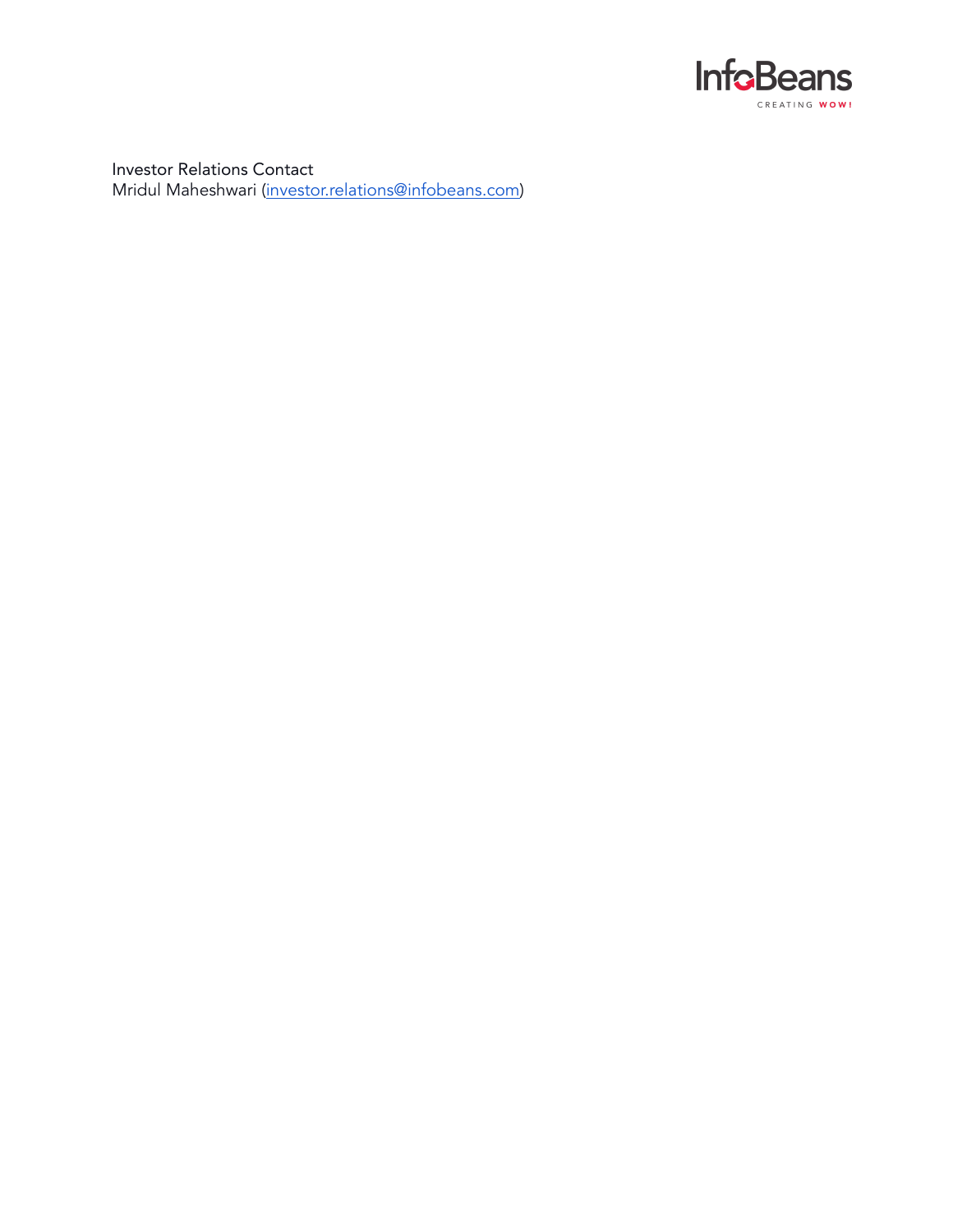Investor Relations Contact
Mridul Maheshwari (investor.relations@infobeans.com)